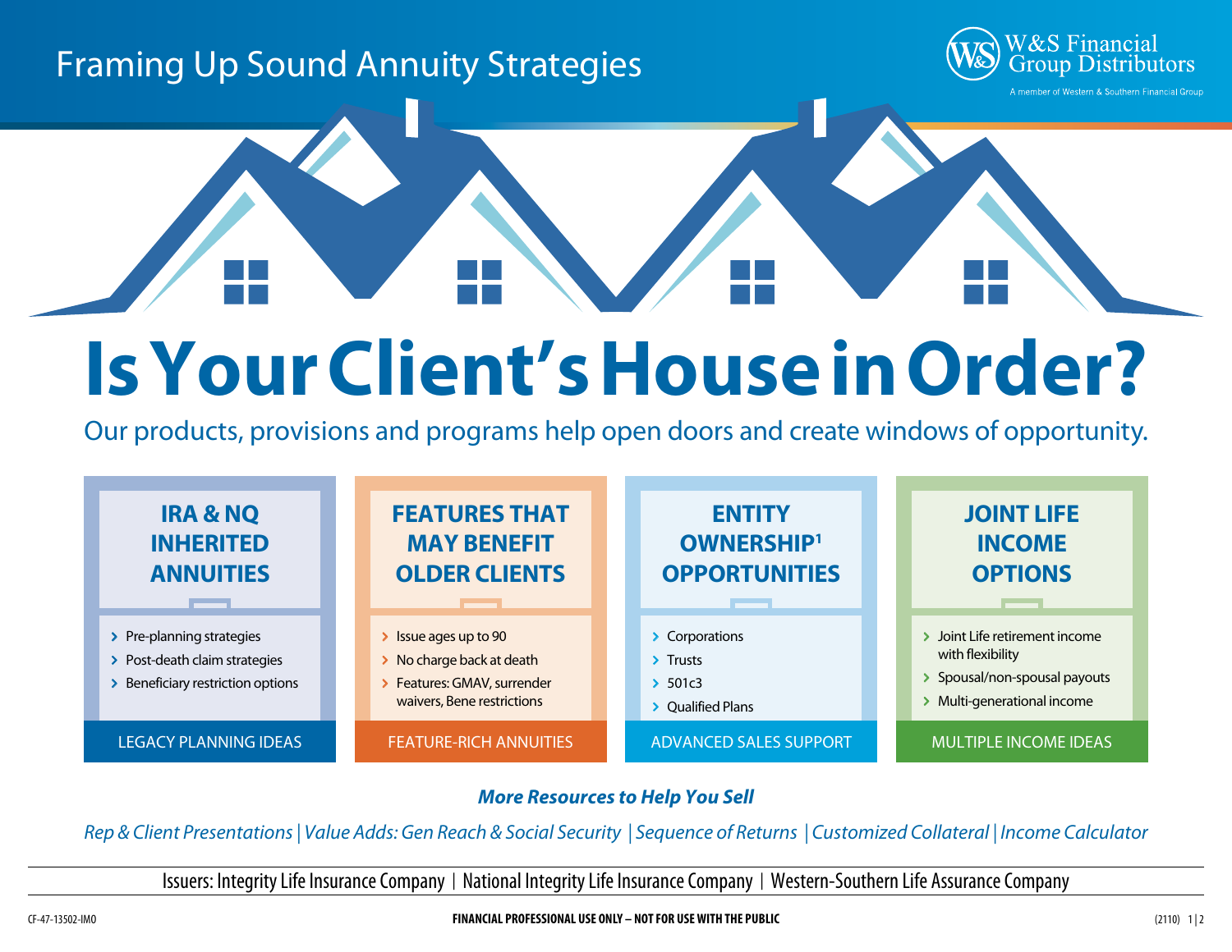Framing Up Sound Annuity Strategies

W&S Financial Group Distributors

A member of Western & Southern Financial Group

# Is Your Client's House in Order?

Our products, provisions and programs help open doors and create windows of opportunity.

## IRA & NQ INHERITED ANNUITIES

- Pre-planning strategies
- Post-death claim strategies
- Beneficiary restriction options

LEGACY PLANNING IDEAS

## FEATURES THAT MAY BENEFIT OLDER CLIENTS

- Issue ages up to 90
- No charge back at death
- Features: GMAV, surrender waivers, Bene restrictions

FEATURE-RICH ANNUITIES

## ENTITY OWNERSHIP[1] OPPORTUNITIES

- Corporations
- Trusts
- 501c3
- Qualified Plans

ADVANCED SALES SUPPORT

## JOINT LIFE INCOME OPTIONS

- Joint Life retirement income with flexibility
- Spousal/non-spousal payouts
- Multi-generational income

MULTIPLE INCOME IDEAS

***More Resources to Help You Sell***

*Rep & Client Presentations | Value Adds: Gen Reach & Social Security | Sequence of Returns | Customized Collateral | Income Calculator*

Issuers: Integrity Life Insurance Company | National Integrity Life Insurance Company | Western-Southern Life Assurance Company

CF-47-13502-IMO

**FINANCIAL PROFESSIONAL USE ONLY – NOT FOR USE WITH THE PUBLIC**

(2110)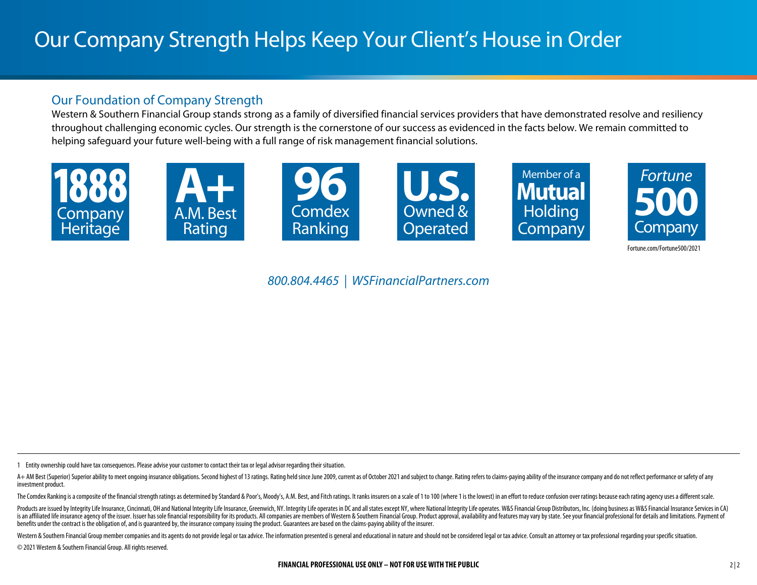# Our Company Strength Helps Keep Your Client's House in Order

## Our Foundation of Company Strength

Western & Southern Financial Group stands strong as a family of diversified financial services providers that have demonstrated resolve and resiliency throughout challenging economic cycles. Our strength is the cornerstone of our success as evidenced in the facts below. We remain committed to helping safeguard your future well-being with a full range of risk management financial solutions.

**1888** Company Heritage

**A+** A.M. Best Rating

**96** Comdex Ranking

**U.S.** Owned & Operated

Member of a **Mutual** Holding Company

*Fortune* **500** Company

Fortune.com/Fortune500/2021

*800.804.4465 | WSFinancialPartners.com*

---

1 Entity ownership could have tax consequences. Please advise your customer to contact their tax or legal advisor regarding their situation.

A+ AM Best (Superior) Superior ability to meet ongoing insurance obligations. Second highest of 13 ratings. Rating held since June 2009, current as of October 2021 and subject to change. Rating refers to claims-paying ability of the insurance company and do not reflect performance or safety of any investment product.

The Comdex Ranking is a composite of the financial strength ratings as determined by Standard & Poor's, Moody's, A.M. Best, and Fitch ratings. It ranks insurers on a scale of 1 to 100 (where 1 is the lowest) in an effort to reduce confusion over ratings because each rating agency uses a different scale.

Products are issued by Integrity Life Insurance, Cincinnati, OH and National Integrity Life Insurance, Greenwich, NY. Integrity Life operates in DC and all states except NY, where National Integrity Life operates. W&S Financial Group Distributors, Inc. (doing business as W&S Financial Insurance Services in CA) is an affiliated life insurance agency of the issuer. Issuer has sole financial responsibility for its products. All companies are members of Western & Southern Financial Group. Product approval, availability and features may vary by state. See your financial professional for details and limitations. Payment of benefits under the contract is the obligation of, and is guaranteed by, the insurance company issuing the product. Guarantees are based on the claims-paying ability of the insurer.

Western & Southern Financial Group member companies and its agents do not provide legal or tax advice. The information presented is general and educational in nature and should not be considered legal or tax advice. Consult an attorney or tax professional regarding your specific situation.

© 2021 Western & Southern Financial Group. All rights reserved.

**FINANCIAL PROFESSIONAL USE ONLY – NOT FOR USE WITH THE PUBLIC**